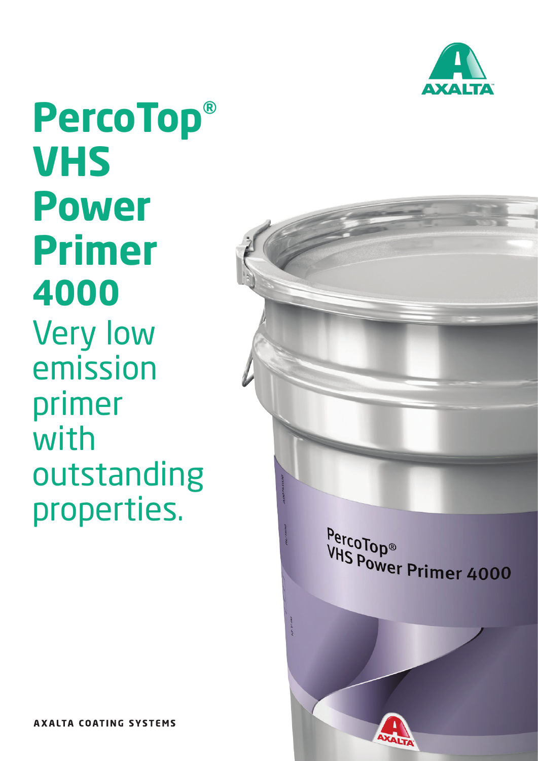# PercoTop® VHS Power Primer 4000

Very low emission primer with outstanding properties.

AXALTA COATING SYSTEMS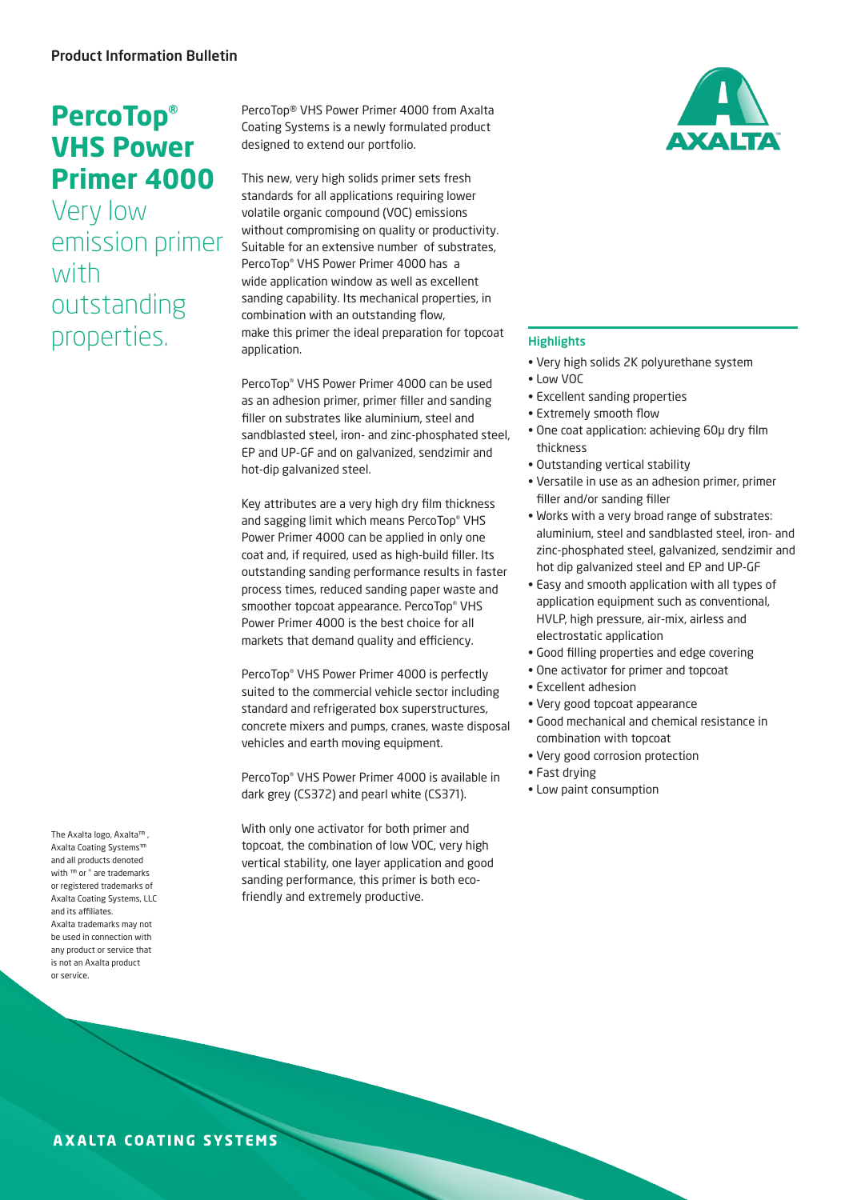Product Information Bulletin

# PercoTop® VHS Power Primer 4000

## Very low emission primer with outstanding properties.

PercoTop® VHS Power Primer 4000 from Axalta Coating Systems is a newly formulated product designed to extend our portfolio.

This new, very high solids primer sets fresh standards for all applications requiring lower volatile organic compound (VOC) emissions without compromising on quality or productivity. Suitable for an extensive number of substrates, PercoTop® VHS Power Primer 4000 has a wide application window as well as excellent sanding capability. Its mechanical properties, in combination with an outstanding flow, make this primer the ideal preparation for topcoat application.

PercoTop® VHS Power Primer 4000 can be used as an adhesion primer, primer filler and sanding filler on substrates like aluminium, steel and sandblasted steel, iron- and zinc-phosphated steel, EP and UP-GF and on galvanized, sendzimir and hot-dip galvanized steel.

Key attributes are a very high dry film thickness and sagging limit which means PercoTop® VHS Power Primer 4000 can be applied in only one coat and, if required, used as high-build filler. Its outstanding sanding performance results in faster process times, reduced sanding paper waste and smoother topcoat appearance. PercoTop® VHS Power Primer 4000 is the best choice for all markets that demand quality and efficiency.

PercoTop® VHS Power Primer 4000 is perfectly suited to the commercial vehicle sector including standard and refrigerated box superstructures, concrete mixers and pumps, cranes, waste disposal vehicles and earth moving equipment.

PercoTop® VHS Power Primer 4000 is available in dark grey (CS372) and pearl white (CS371).

With only one activator for both primer and topcoat, the combination of low VOC, very high vertical stability, one layer application and good sanding performance, this primer is both eco-friendly and extremely productive.

### Highlights

- Very high solids 2K polyurethane system
- Low VOC
- Excellent sanding properties
- Extremely smooth flow
- One coat application: achieving 60μ dry film thickness
- Outstanding vertical stability
- Versatile in use as an adhesion primer, primer filler and/or sanding filler
- Works with a very broad range of substrates: aluminium, steel and sandblasted steel, iron- and zinc-phosphated steel, galvanized, sendzimir and hot dip galvanized steel and EP and UP-GF
- Easy and smooth application with all types of application equipment such as conventional, HVLP, high pressure, air-mix, airless and electrostatic application
- Good filling properties and edge covering
- One activator for primer and topcoat
- Excellent adhesion
- Very good topcoat appearance
- Good mechanical and chemical resistance in combination with topcoat
- Very good corrosion protection
- Fast drying
- Low paint consumption

The Axalta logo, Axalta™, Axalta Coating Systems™ and all products denoted with ™ or ® are trademarks or registered trademarks of Axalta Coating Systems, LLC and its affiliates. Axalta trademarks may not be used in connection with any product or service that is not an Axalta product or service.

AXALTA COATING SYSTEMS